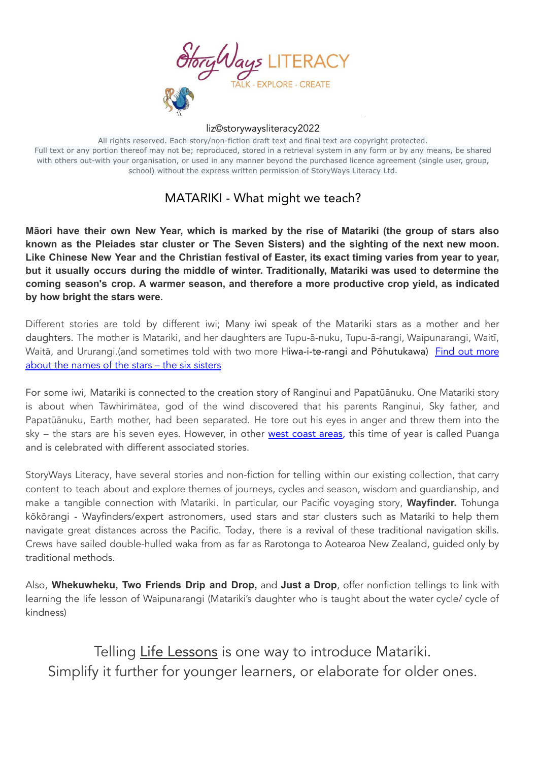StoryWays LITERACY

TALK - EXPLORE - CREATE

liz©storywaysliteracy2022

All rights reserved. Each story/non-fiction draft text and final text are copyright protected. Full text or any portion thereof may not be; reproduced, stored in a retrieval system in any form or by any means, be shared with others out-with your organisation, or used in any manner beyond the purchased licence agreement (single user, group, school) without the express written permission of StoryWays Literacy Ltd.

# MATARIKI - What might we teach?

**Māori have their own New Year, which is marked by the rise of Matariki (the group of stars also known as the Pleiades star cluster or The Seven Sisters) and the sighting of the next new moon. Like Chinese New Year and the Christian festival of Easter, its exact timing varies from year to year, but it usually occurs during the middle of winter. Traditionally, Matariki was used to determine the coming season's crop. A warmer season, and therefore a more productive crop yield, as indicated by how bright the stars were.**

Different stories are told by different iwi; Many iwi speak of the Matariki stars as a mother and her daughters. The mother is Matariki, and her daughters are Tupu-ā-nuku, Tupu-ā-rangi, Waipunarangi, Waitī, Waitā, and Ururangi.(and sometimes told with two more Hiwa-i-te-rangi and Pōhutukawa) Find out more about the names of the stars – the six sisters

For some iwi, Matariki is connected to the creation story of Ranginui and Papatūānuku. One Matariki story is about when Tāwhirimātea, god of the wind discovered that his parents Ranginui, Sky father, and Papatūānuku, Earth mother, had been separated. He tore out his eyes in anger and threw them into the sky – the stars are his seven eyes. However, in other west coast areas, this time of year is called Puanga and is celebrated with different associated stories.

StoryWays Literacy, have several stories and non-fiction for telling within our existing collection, that carry content to teach about and explore themes of journeys, cycles and season, wisdom and guardianship, and make a tangible connection with Matariki. In particular, our Pacific voyaging story, **Wayfinder.** Tohunga kōkōrangi - Wayfinders/expert astronomers, used stars and star clusters such as Matariki to help them navigate great distances across the Pacific. Today, there is a revival of these traditional navigation skills. Crews have sailed double-hulled waka from as far as Rarotonga to Aotearoa New Zealand, guided only by traditional methods.

Also, **Whekuwheku, Two Friends Drip and Drop,** and **Just a Drop**, offer nonfiction tellings to link with learning the life lesson of Waipunarangi (Matariki's daughter who is taught about the water cycle/ cycle of kindness)

Telling Life Lessons is one way to introduce Matariki.
Simplify it further for younger learners, or elaborate for older ones.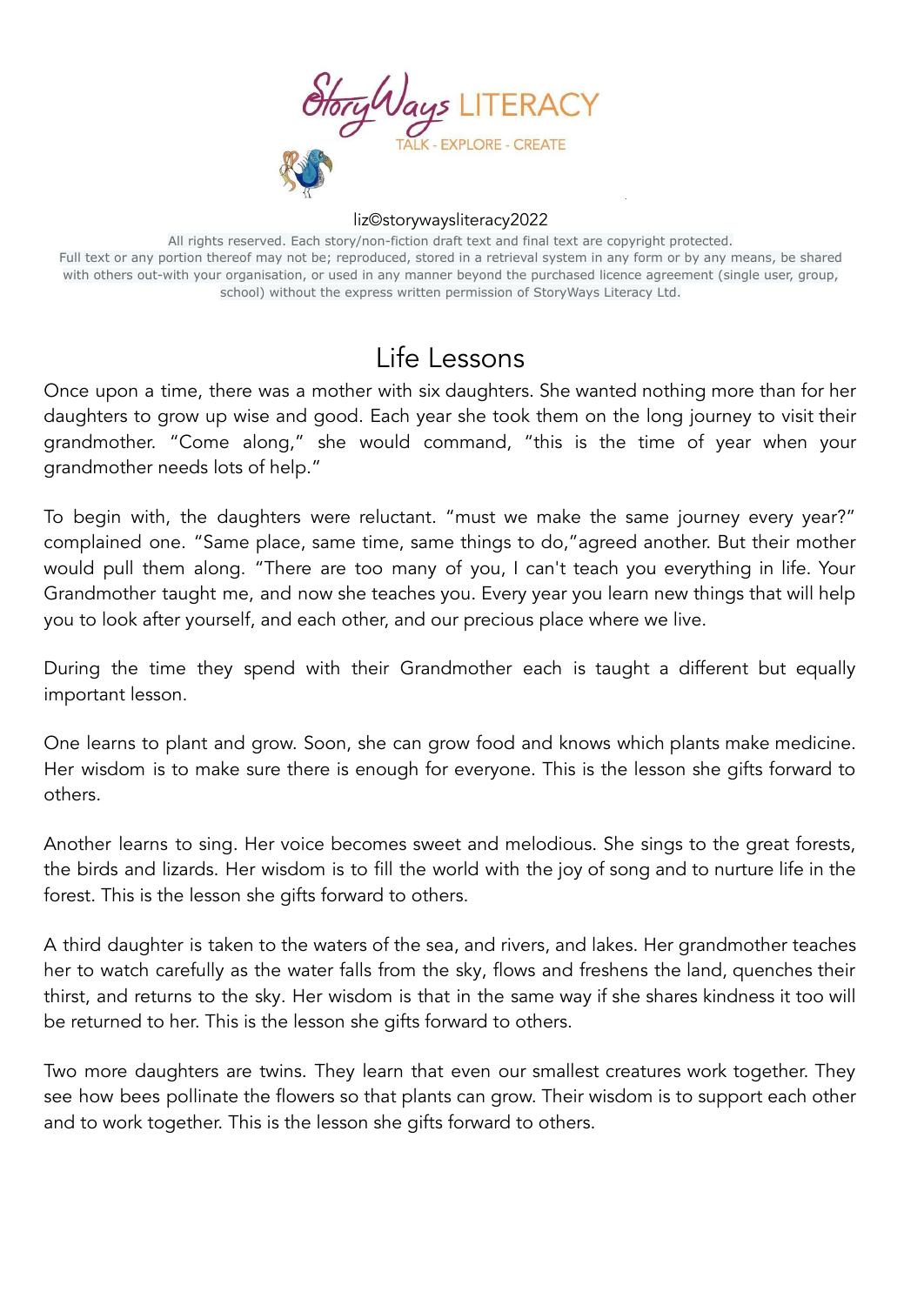StoryWays LITERACY

TALK - EXPLORE - CREATE

liz©storywaysliteracy2022

All rights reserved. Each story/non-fiction draft text and final text are copyright protected. Full text or any portion thereof may not be; reproduced, stored in a retrieval system in any form or by any means, be shared with others out-with your organisation, or used in any manner beyond the purchased licence agreement (single user, group, school) without the express written permission of StoryWays Literacy Ltd.

# Life Lessons

Once upon a time, there was a mother with six daughters. She wanted nothing more than for her daughters to grow up wise and good. Each year she took them on the long journey to visit their grandmother. "Come along," she would command, "this is the time of year when your grandmother needs lots of help."

To begin with, the daughters were reluctant. "must we make the same journey every year?" complained one. "Same place, same time, same things to do,"agreed another. But their mother would pull them along. "There are too many of you, I can't teach you everything in life. Your Grandmother taught me, and now she teaches you. Every year you learn new things that will help you to look after yourself, and each other, and our precious place where we live.

During the time they spend with their Grandmother each is taught a different but equally important lesson.

One learns to plant and grow. Soon, she can grow food and knows which plants make medicine. Her wisdom is to make sure there is enough for everyone. This is the lesson she gifts forward to others.

Another learns to sing. Her voice becomes sweet and melodious. She sings to the great forests, the birds and lizards. Her wisdom is to fill the world with the joy of song and to nurture life in the forest. This is the lesson she gifts forward to others.

A third daughter is taken to the waters of the sea, and rivers, and lakes. Her grandmother teaches her to watch carefully as the water falls from the sky, flows and freshens the land, quenches their thirst, and returns to the sky. Her wisdom is that in the same way if she shares kindness it too will be returned to her. This is the lesson she gifts forward to others.

Two more daughters are twins. They learn that even our smallest creatures work together. They see how bees pollinate the flowers so that plants can grow. Their wisdom is to support each other and to work together. This is the lesson she gifts forward to others.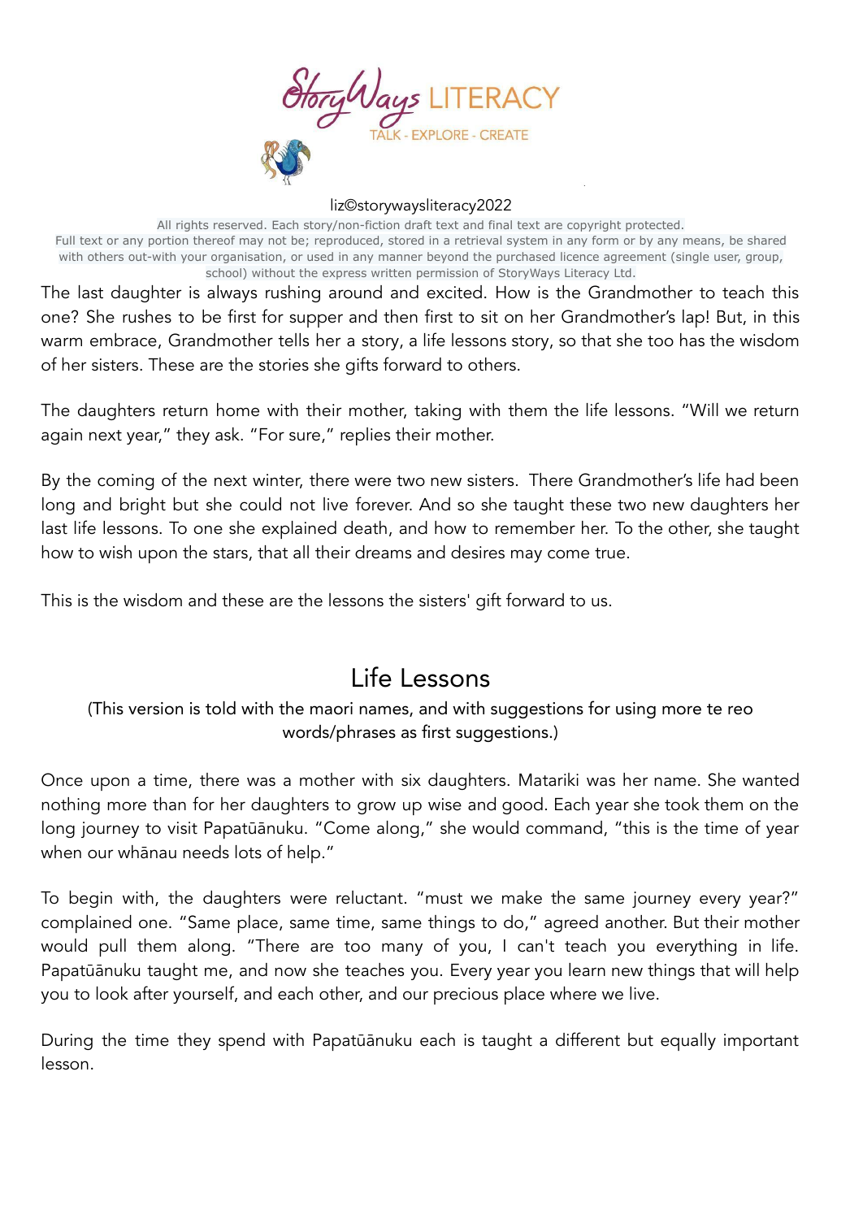StoryWays LITERACY

TALK - EXPLORE - CREATE

liz©storywaysliteracy2022

All rights reserved. Each story/non-fiction draft text and final text are copyright protected. Full text or any portion thereof may not be; reproduced, stored in a retrieval system in any form or by any means, be shared with others out-with your organisation, or used in any manner beyond the purchased licence agreement (single user, group, school) without the express written permission of StoryWays Literacy Ltd.

The last daughter is always rushing around and excited. How is the Grandmother to teach this one? She rushes to be first for supper and then first to sit on her Grandmother's lap! But, in this warm embrace, Grandmother tells her a story, a life lessons story, so that she too has the wisdom of her sisters. These are the stories she gifts forward to others.

The daughters return home with their mother, taking with them the life lessons. "Will we return again next year," they ask. "For sure," replies their mother.

By the coming of the next winter, there were two new sisters. There Grandmother's life had been long and bright but she could not live forever. And so she taught these two new daughters her last life lessons. To one she explained death, and how to remember her. To the other, she taught how to wish upon the stars, that all their dreams and desires may come true.

This is the wisdom and these are the lessons the sisters' gift forward to us.

# Life Lessons

(This version is told with the maori names, and with suggestions for using more te reo words/phrases as first suggestions.)

Once upon a time, there was a mother with six daughters. Matariki was her name. She wanted nothing more than for her daughters to grow up wise and good. Each year she took them on the long journey to visit Papatūānuku. "Come along," she would command, "this is the time of year when our whānau needs lots of help."

To begin with, the daughters were reluctant. "must we make the same journey every year?" complained one. "Same place, same time, same things to do," agreed another. But their mother would pull them along. "There are too many of you, I can't teach you everything in life. Papatūānuku taught me, and now she teaches you. Every year you learn new things that will help you to look after yourself, and each other, and our precious place where we live.

During the time they spend with Papatūānuku each is taught a different but equally important lesson.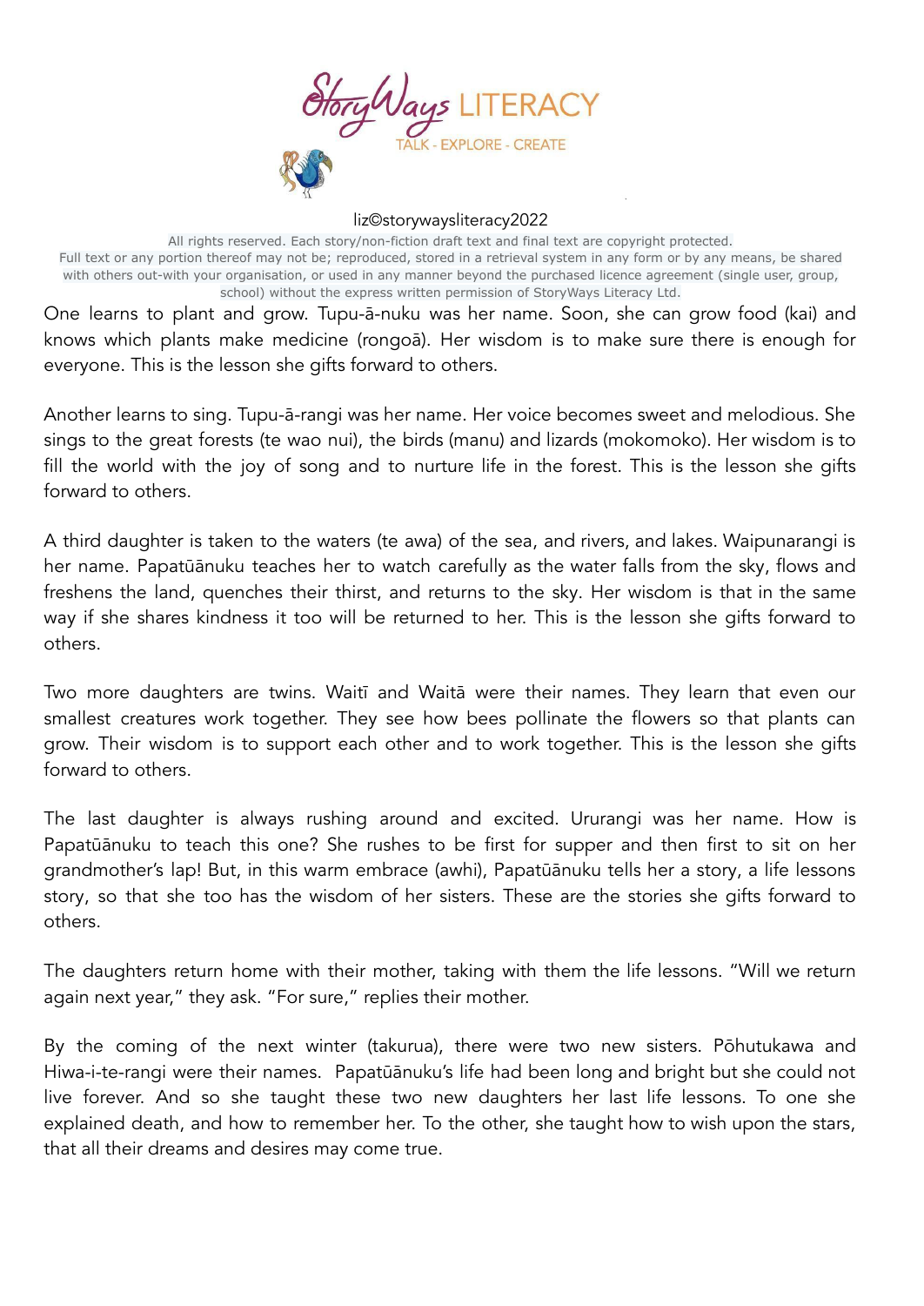StoryWays LITERACY

TALK - EXPLORE - CREATE

liz©storywaysliteracy2022

All rights reserved. Each story/non-fiction draft text and final text are copyright protected.
Full text or any portion thereof may not be; reproduced, stored in a retrieval system in any form or by any means, be shared with others out-with your organisation, or used in any manner beyond the purchased licence agreement (single user, group, school) without the express written permission of StoryWays Literacy Ltd.

One learns to plant and grow. Tupu-ā-nuku was her name. Soon, she can grow food (kai) and knows which plants make medicine (rongoā). Her wisdom is to make sure there is enough for everyone. This is the lesson she gifts forward to others.

Another learns to sing. Tupu-ā-rangi was her name. Her voice becomes sweet and melodious. She sings to the great forests (te wao nui), the birds (manu) and lizards (mokomoko). Her wisdom is to fill the world with the joy of song and to nurture life in the forest. This is the lesson she gifts forward to others.

A third daughter is taken to the waters (te awa) of the sea, and rivers, and lakes. Waipunarangi is her name. Papatūānuku teaches her to watch carefully as the water falls from the sky, flows and freshens the land, quenches their thirst, and returns to the sky. Her wisdom is that in the same way if she shares kindness it too will be returned to her. This is the lesson she gifts forward to others.

Two more daughters are twins. Waitī and Waitā were their names. They learn that even our smallest creatures work together. They see how bees pollinate the flowers so that plants can grow. Their wisdom is to support each other and to work together. This is the lesson she gifts forward to others.

The last daughter is always rushing around and excited. Ururangi was her name. How is Papatūānuku to teach this one? She rushes to be first for supper and then first to sit on her grandmother's lap! But, in this warm embrace (awhi), Papatūānuku tells her a story, a life lessons story, so that she too has the wisdom of her sisters. These are the stories she gifts forward to others.

The daughters return home with their mother, taking with them the life lessons. "Will we return again next year," they ask. "For sure," replies their mother.

By the coming of the next winter (takurua), there were two new sisters. Pōhutukawa and Hiwa-i-te-rangi were their names. Papatūānuku's life had been long and bright but she could not live forever. And so she taught these two new daughters her last life lessons. To one she explained death, and how to remember her. To the other, she taught how to wish upon the stars, that all their dreams and desires may come true.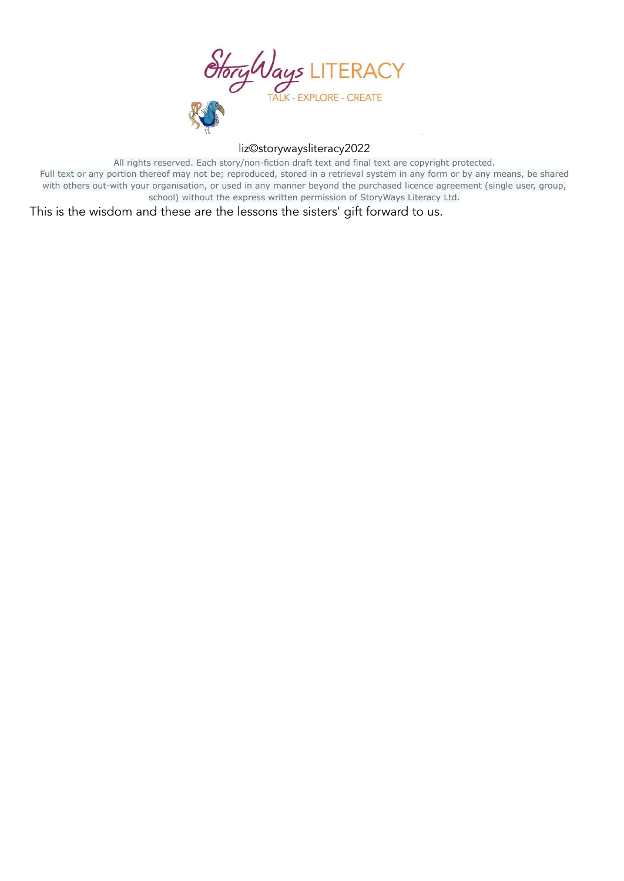This is the wisdom and these are the lessons the sisters' gift forward to us.